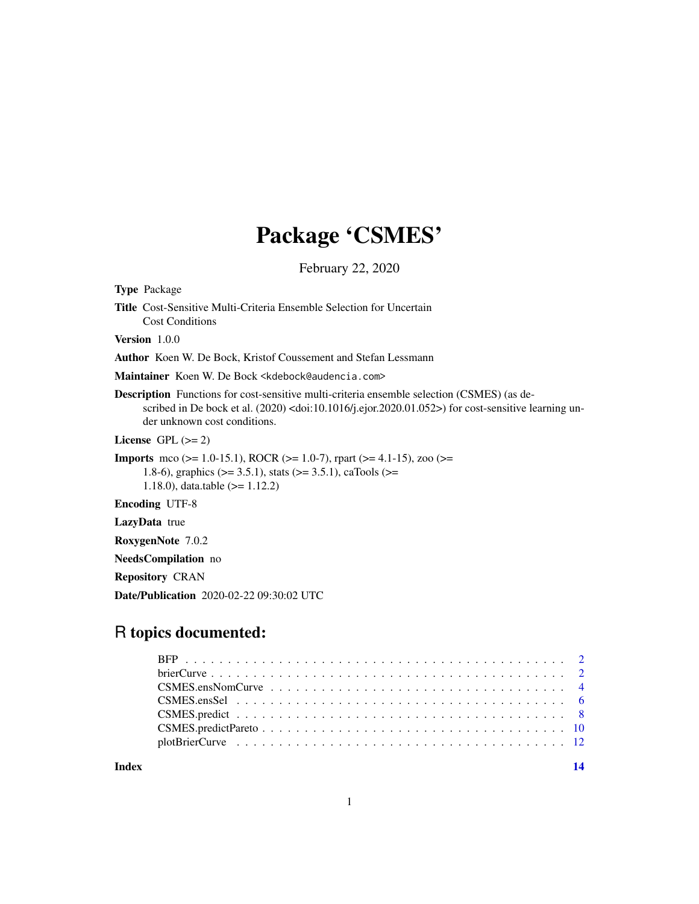# Package 'CSMES'

February 22, 2020

**Type** Package

**Title** Cost-Sensitive Multi-Criteria Ensemble Selection for Uncertain Cost Conditions

**Version** 1.0.0

**Author** Koen W. De Bock, Kristof Coussement and Stefan Lessmann

**Maintainer** Koen W. De Bock <kdebock@audencia.com>

**Description** Functions for cost-sensitive multi-criteria ensemble selection (CSMES) (as described in De bock et al. (2020) <doi:10.1016/j.ejor.2020.01.052>) for cost-sensitive learning under unknown cost conditions.

**License** GPL (>= 2)

**Imports** mco (>= 1.0-15.1), ROCR (>= 1.0-7), rpart (>= 4.1-15), zoo (>= 1.8-6), graphics (>= 3.5.1), stats (>= 3.5.1), caTools (>= 1.18.0), data.table (>= 1.12.2)

**Encoding** UTF-8

**LazyData** true

**RoxygenNote** 7.0.2

**NeedsCompilation** no

**Repository** CRAN

**Date/Publication** 2020-02-22 09:30:02 UTC

## R topics documented:

- BFP . . . . . . . . . . . . . . . . . . . . . . . . . . . . . . . . . . . . . . . . . . . 2
- brierCurve . . . . . . . . . . . . . . . . . . . . . . . . . . . . . . . . . . . . . . . . 2
- CSMES.ensNomCurve . . . . . . . . . . . . . . . . . . . . . . . . . . . . . . . . . . 4
- CSMES.ensSel . . . . . . . . . . . . . . . . . . . . . . . . . . . . . . . . . . . . . . 6
- CSMES.predict . . . . . . . . . . . . . . . . . . . . . . . . . . . . . . . . . . . . . . 8
- CSMES.predictPareto . . . . . . . . . . . . . . . . . . . . . . . . . . . . . . . . . . 10
- plotBrierCurve . . . . . . . . . . . . . . . . . . . . . . . . . . . . . . . . . . . . . 12

**Index** **14**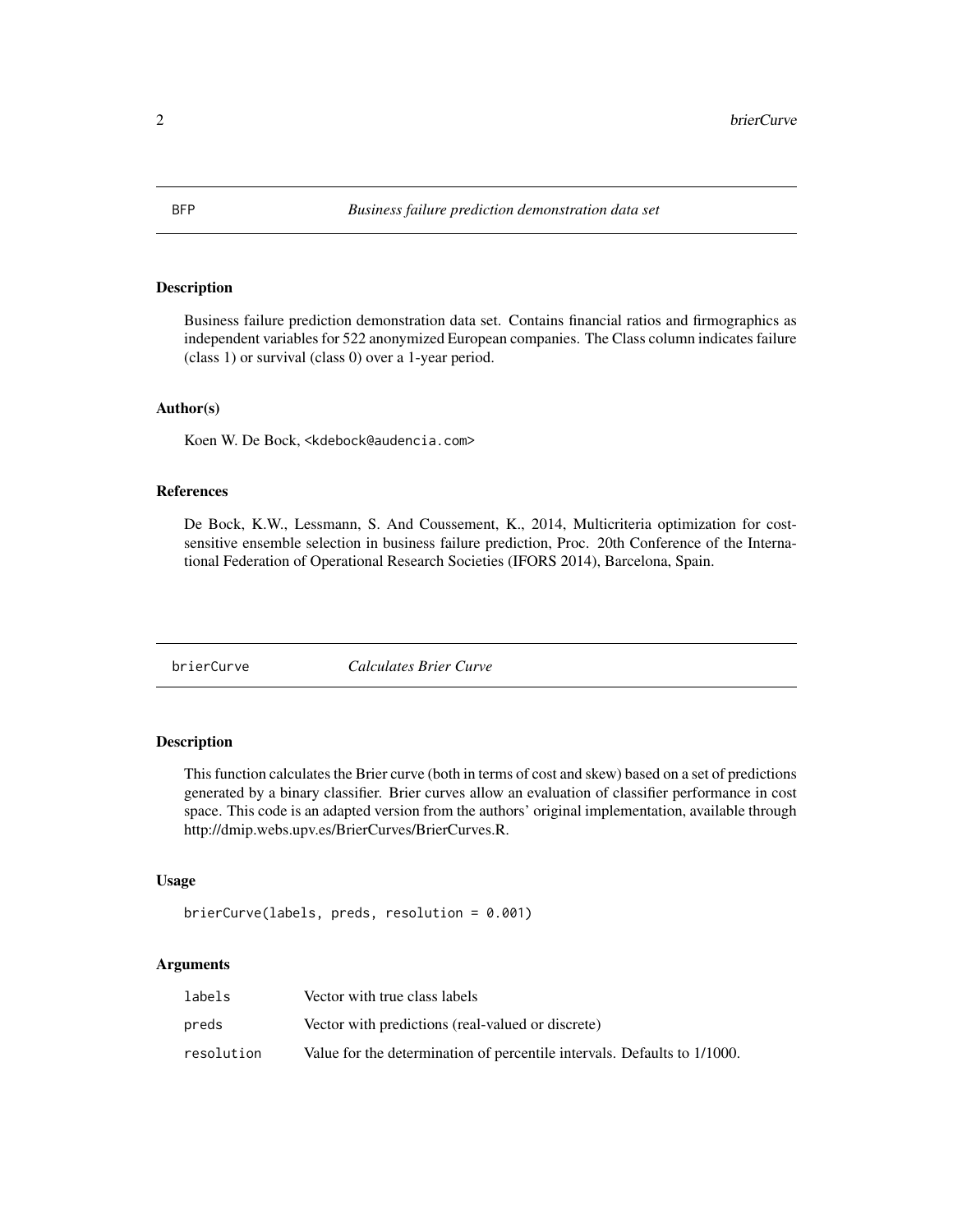## BFP — *Business failure prediction demonstration data set*

### Description

Business failure prediction demonstration data set. Contains financial ratios and firmographics as independent variables for 522 anonymized European companies. The Class column indicates failure (class 1) or survival (class 0) over a 1-year period.

### Author(s)

Koen W. De Bock, <kdebock@audencia.com>

### References

De Bock, K.W., Lessmann, S. And Coussement, K., 2014, Multicriteria optimization for cost-sensitive ensemble selection in business failure prediction, Proc. 20th Conference of the International Federation of Operational Research Societies (IFORS 2014), Barcelona, Spain.

## brierCurve — *Calculates Brier Curve*

### Description

This function calculates the Brier curve (both in terms of cost and skew) based on a set of predictions generated by a binary classifier. Brier curves allow an evaluation of classifier performance in cost space. This code is an adapted version from the authors' original implementation, available through http://dmip.webs.upv.es/BrierCurves/BrierCurves.R.

### Usage

```
brierCurve(labels, preds, resolution = 0.001)
```

### Arguments

| | |
|---|---|
| labels | Vector with true class labels |
| preds | Vector with predictions (real-valued or discrete) |
| resolution | Value for the determination of percentile intervals. Defaults to 1/1000. |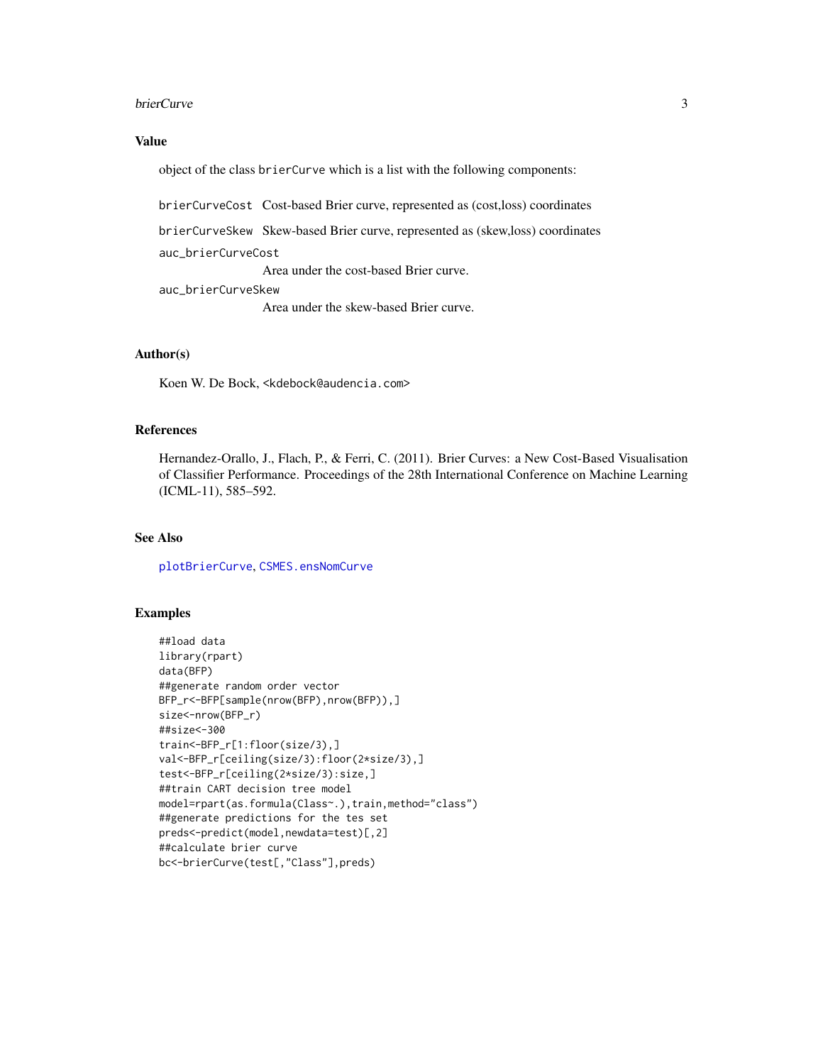## Value

object of the class `brierCurve` which is a list with the following components:

- `brierCurveCost` Cost-based Brier curve, represented as (cost,loss) coordinates
- `brierCurveSkew` Skew-based Brier curve, represented as (skew,loss) coordinates
- `auc_brierCurveCost` Area under the cost-based Brier curve.
- `auc_brierCurveSkew` Area under the skew-based Brier curve.

## Author(s)

Koen W. De Bock, <kdebock@audencia.com>

## References

Hernandez-Orallo, J., Flach, P., & Ferri, C. (2011). Brier Curves: a New Cost-Based Visualisation of Classifier Performance. Proceedings of the 28th International Conference on Machine Learning (ICML-11), 585–592.

## See Also

`plotBrierCurve`, `CSMES.ensNomCurve`

## Examples

```
##load data
library(rpart)
data(BFP)
##generate random order vector
BFP_r<-BFP[sample(nrow(BFP),nrow(BFP)),]
size<-nrow(BFP_r)
##size<-300
train<-BFP_r[1:floor(size/3),]
val<-BFP_r[ceiling(size/3):floor(2*size/3),]
test<-BFP_r[ceiling(2*size/3):size,]
##train CART decision tree model
model=rpart(as.formula(Class~.),train,method="class")
##generate predictions for the tes set
preds<-predict(model,newdata=test)[,2]
##calculate brier curve
bc<-brierCurve(test[,"Class"],preds)
```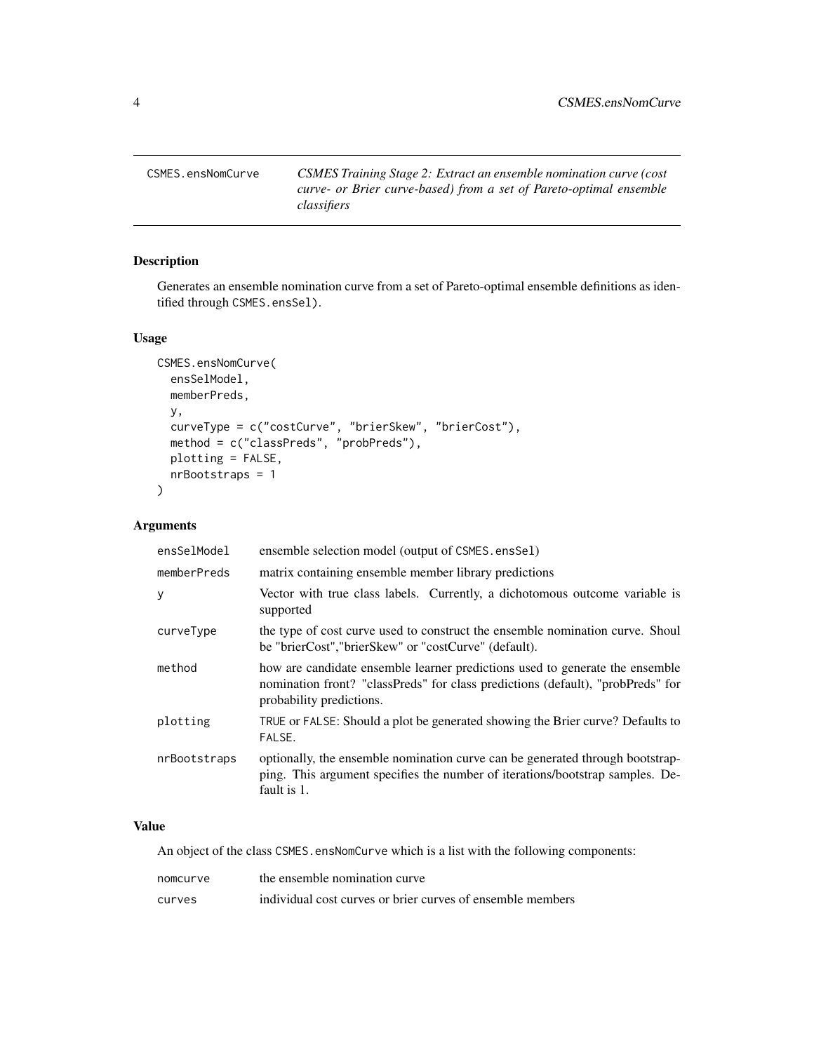# CSMES.ensNomCurve

*CSMES Training Stage 2: Extract an ensemble nomination curve (cost curve- or Brier curve-based) from a set of Pareto-optimal ensemble classifiers*

## Description

Generates an ensemble nomination curve from a set of Pareto-optimal ensemble definitions as identified through `CSMES.ensSel`).

## Usage

```
CSMES.ensNomCurve(
  ensSelModel,
  memberPreds,
  y,
  curveType = c("costCurve", "brierSkew", "brierCost"),
  method = c("classPreds", "probPreds"),
  plotting = FALSE,
  nrBootstraps = 1
)
```

## Arguments

| | |
|---|---|
| `ensSelModel` | ensemble selection model (output of `CSMES.ensSel`) |
| `memberPreds` | matrix containing ensemble member library predictions |
| `y` | Vector with true class labels. Currently, a dichotomous outcome variable is supported |
| `curveType` | the type of cost curve used to construct the ensemble nomination curve. Shoul be "brierCost","brierSkew" or "costCurve" (default). |
| `method` | how are candidate ensemble learner predictions used to generate the ensemble nomination front? "classPreds" for class predictions (default), "probPreds" for probability predictions. |
| `plotting` | `TRUE` or `FALSE`: Should a plot be generated showing the Brier curve? Defaults to `FALSE`. |
| `nrBootstraps` | optionally, the ensemble nomination curve can be generated through bootstrapping. This argument specifies the number of iterations/bootstrap samples. Default is 1. |

## Value

An object of the class `CSMES.ensNomCurve` which is a list with the following components:

| | |
|---|---|
| `nomcurve` | the ensemble nomination curve |
| `curves` | individual cost curves or brier curves of ensemble members |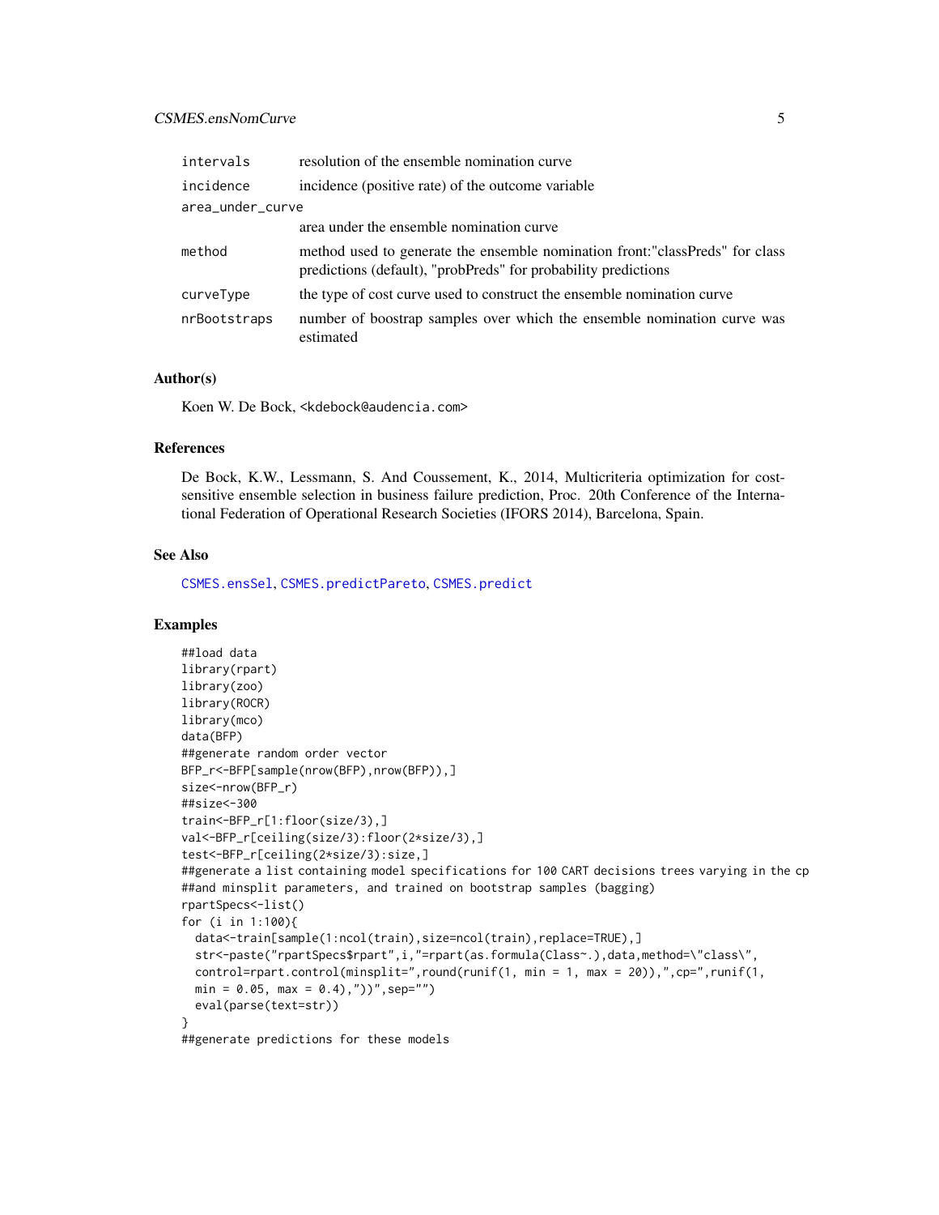| | |
|---|---|
| intervals | resolution of the ensemble nomination curve |
| incidence | incidence (positive rate) of the outcome variable |
| area_under_curve | area under the ensemble nomination curve |
| method | method used to generate the ensemble nomination front:"classPreds" for class predictions (default), "probPreds" for probability predictions |
| curveType | the type of cost curve used to construct the ensemble nomination curve |
| nrBootstraps | number of boostrap samples over which the ensemble nomination curve was estimated |

### Author(s)

Koen W. De Bock, <kdebock@audencia.com>

### References

De Bock, K.W., Lessmann, S. And Coussement, K., 2014, Multicriteria optimization for cost-sensitive ensemble selection in business failure prediction, Proc. 20th Conference of the International Federation of Operational Research Societies (IFORS 2014), Barcelona, Spain.

### See Also

CSMES.ensSel, CSMES.predictPareto, CSMES.predict

### Examples

```
##load data
library(rpart)
library(zoo)
library(ROCR)
library(mco)
data(BFP)
##generate random order vector
BFP_r<-BFP[sample(nrow(BFP),nrow(BFP)),]
size<-nrow(BFP_r)
##size<-300
train<-BFP_r[1:floor(size/3),]
val<-BFP_r[ceiling(size/3):floor(2*size/3),]
test<-BFP_r[ceiling(2*size/3):size,]
##generate a list containing model specifications for 100 CART decisions trees varying in the cp
##and minsplit parameters, and trained on bootstrap samples (bagging)
rpartSpecs<-list()
for (i in 1:100){
  data<-train[sample(1:ncol(train),size=ncol(train),replace=TRUE),]
  str<-paste("rpartSpecs$rpart",i,"=rpart(as.formula(Class~.),data,method=\"class\",
  control=rpart.control(minsplit=",round(runif(1, min = 1, max = 20)),",cp=",runif(1,
  min = 0.05, max = 0.4),"))",sep="")
  eval(parse(text=str))
}
##generate predictions for these models
```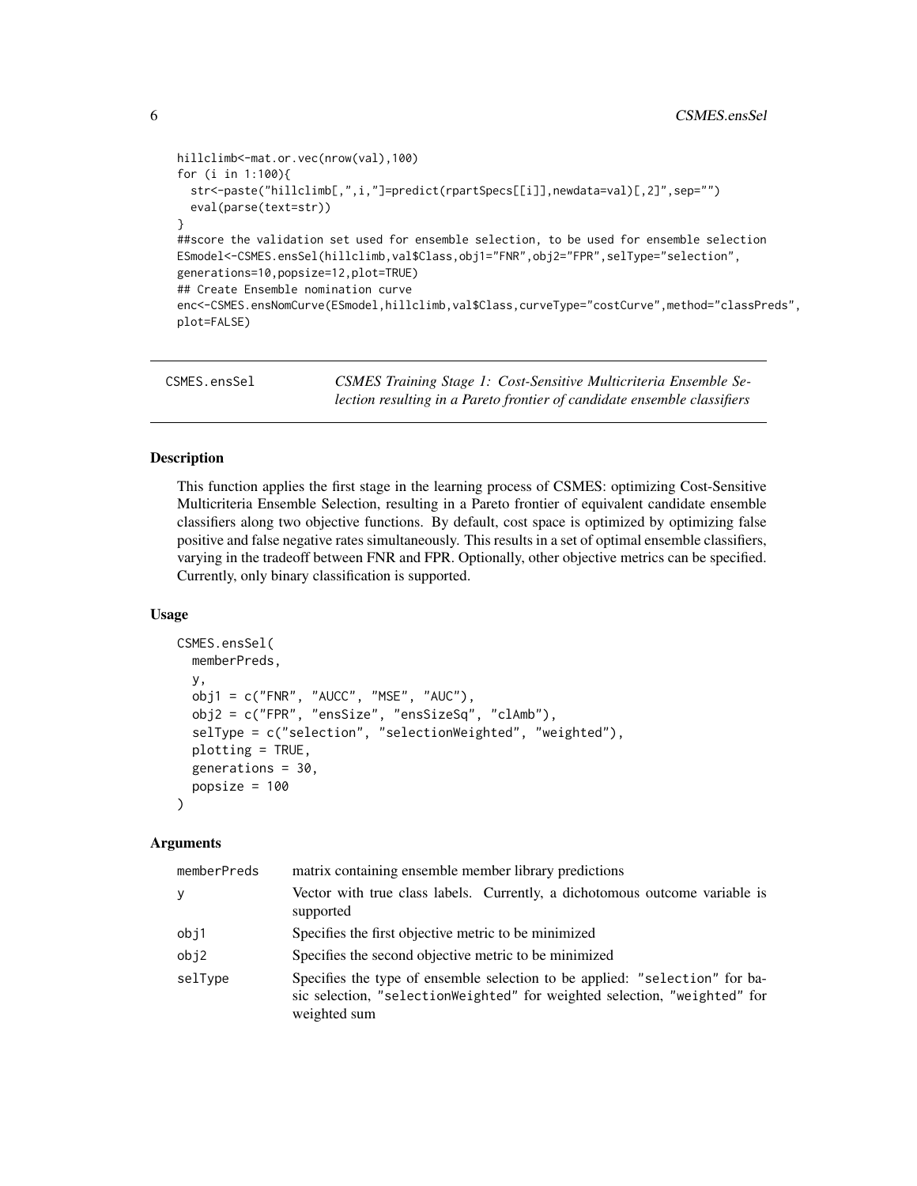```
hillclimb<-mat.or.vec(nrow(val),100)
for (i in 1:100){
  str<-paste("hillclimb[,",i,"]=predict(rpartSpecs[[i]],newdata=val)[,2]",sep="")
  eval(parse(text=str))
}
##score the validation set used for ensemble selection, to be used for ensemble selection
ESmodel<-CSMES.ensSel(hillclimb,val$Class,obj1="FNR",obj2="FPR",selType="selection",
generations=10,popsize=12,plot=TRUE)
## Create Ensemble nomination curve
enc<-CSMES.ensNomCurve(ESmodel,hillclimb,val$Class,curveType="costCurve",method="classPreds",
plot=FALSE)
```

## CSMES.ensSel — *CSMES Training Stage 1: Cost-Sensitive Multicriteria Ensemble Selection resulting in a Pareto frontier of candidate ensemble classifiers*

### Description

This function applies the first stage in the learning process of CSMES: optimizing Cost-Sensitive Multicriteria Ensemble Selection, resulting in a Pareto frontier of equivalent candidate ensemble classifiers along two objective functions. By default, cost space is optimized by optimizing false positive and false negative rates simultaneously. This results in a set of optimal ensemble classifiers, varying in the tradeoff between FNR and FPR. Optionally, other objective metrics can be specified. Currently, only binary classification is supported.

### Usage

```
CSMES.ensSel(
  memberPreds,
  y,
  obj1 = c("FNR", "AUCC", "MSE", "AUC"),
  obj2 = c("FPR", "ensSize", "ensSizeSq", "clAmb"),
  selType = c("selection", "selectionWeighted", "weighted"),
  plotting = TRUE,
  generations = 30,
  popsize = 100
)
```

### Arguments

| | |
|---|---|
| memberPreds | matrix containing ensemble member library predictions |
| y | Vector with true class labels. Currently, a dichotomous outcome variable is supported |
| obj1 | Specifies the first objective metric to be minimized |
| obj2 | Specifies the second objective metric to be minimized |
| selType | Specifies the type of ensemble selection to be applied: "selection" for basic selection, "selectionWeighted" for weighted selection, "weighted" for weighted sum |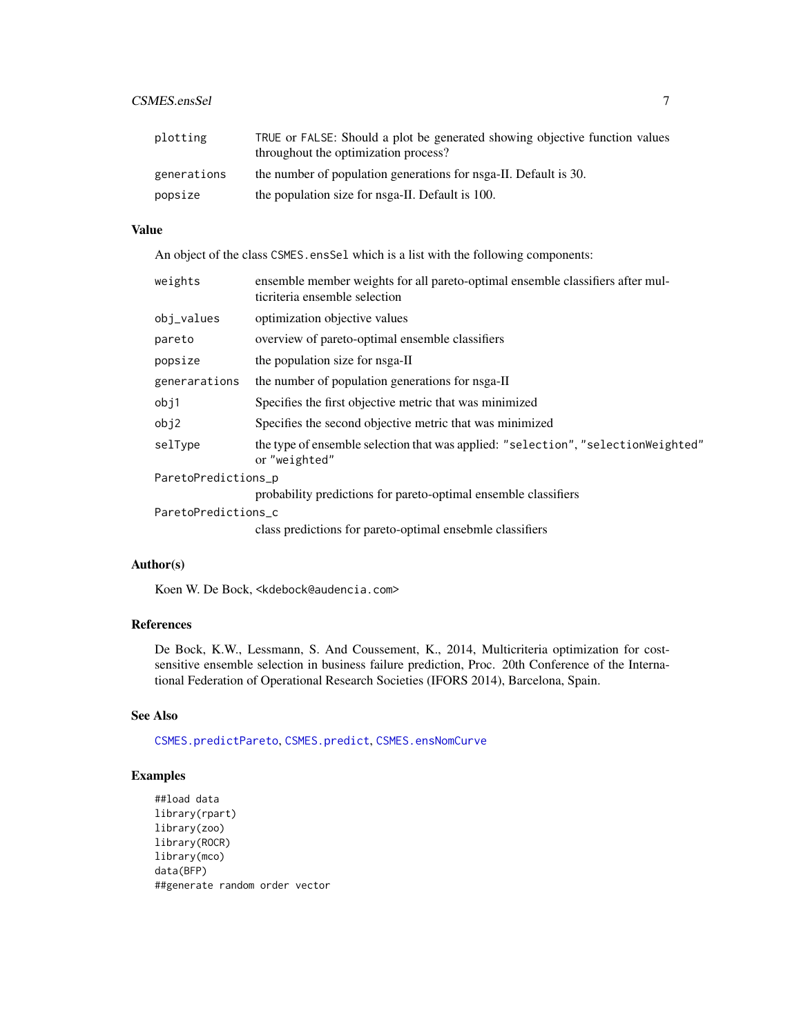| | |
|---|---|
| plotting | TRUE or FALSE: Should a plot be generated showing objective function values throughout the optimization process? |
| generations | the number of population generations for nsga-II. Default is 30. |
| popsize | the population size for nsga-II. Default is 100. |

### Value

An object of the class CSMES.ensSel which is a list with the following components:

| | |
|---|---|
| weights | ensemble member weights for all pareto-optimal ensemble classifiers after multicriteria ensemble selection |
| obj_values | optimization objective values |
| pareto | overview of pareto-optimal ensemble classifiers |
| popsize | the population size for nsga-II |
| generarations | the number of population generations for nsga-II |
| obj1 | Specifies the first objective metric that was minimized |
| obj2 | Specifies the second objective metric that was minimized |
| selType | the type of ensemble selection that was applied: "selection", "selectionWeighted" or "weighted" |
| ParetoPredictions_p | probability predictions for pareto-optimal ensemble classifiers |
| ParetoPredictions_c | class predictions for pareto-optimal ensebmle classifiers |

### Author(s)

Koen W. De Bock, <kdebock@audencia.com>

### References

De Bock, K.W., Lessmann, S. And Coussement, K., 2014, Multicriteria optimization for cost-sensitive ensemble selection in business failure prediction, Proc. 20th Conference of the International Federation of Operational Research Societies (IFORS 2014), Barcelona, Spain.

### See Also

CSMES.predictPareto, CSMES.predict, CSMES.ensNomCurve

### Examples

```
##load data
library(rpart)
library(zoo)
library(ROCR)
library(mco)
data(BFP)
##generate random order vector
```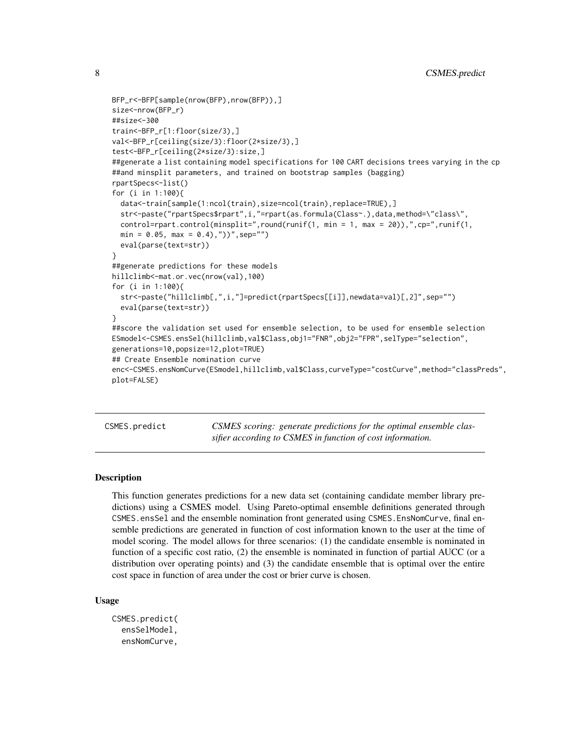```
BFP_r<-BFP[sample(nrow(BFP),nrow(BFP)),]
size<-nrow(BFP_r)
##size<-300
train<-BFP_r[1:floor(size/3),]
val<-BFP_r[ceiling(size/3):floor(2*size/3),]
test<-BFP_r[ceiling(2*size/3):size,]
##generate a list containing model specifications for 100 CART decisions trees varying in the cp
##and minsplit parameters, and trained on bootstrap samples (bagging)
rpartSpecs<-list()
for (i in 1:100){
  data<-train[sample(1:ncol(train),size=ncol(train),replace=TRUE),]
  str<-paste("rpartSpecs$rpart",i,"=rpart(as.formula(Class~.),data,method=\"class\",
  control=rpart.control(minsplit=",round(runif(1, min = 1, max = 20)),",cp=",runif(1,
  min = 0.05, max = 0.4),"))",sep="")
  eval(parse(text=str))
}
##generate predictions for these models
hillclimb<-mat.or.vec(nrow(val),100)
for (i in 1:100){
  str<-paste("hillclimb[,",i,"]=predict(rpartSpecs[[i]],newdata=val)[,2]",sep="")
  eval(parse(text=str))
}
##score the validation set used for ensemble selection, to be used for ensemble selection
ESmodel<-CSMES.ensSel(hillclimb,val$Class,obj1="FNR",obj2="FPR",selType="selection",
generations=10,popsize=12,plot=TRUE)
## Create Ensemble nomination curve
enc<-CSMES.ensNomCurve(ESmodel,hillclimb,val$Class,curveType="costCurve",method="classPreds",
plot=FALSE)
```

## CSMES.predict

*CSMES scoring: generate predictions for the optimal ensemble classifier according to CSMES in function of cost information.*

### Description

This function generates predictions for a new data set (containing candidate member library predictions) using a CSMES model. Using Pareto-optimal ensemble definitions generated through `CSMES.ensSel` and the ensemble nomination front generated using `CSMES.EnsNomCurve`, final ensemble predictions are generated in function of cost information known to the user at the time of model scoring. The model allows for three scenarios: (1) the candidate ensemble is nominated in function of a specific cost ratio, (2) the ensemble is nominated in function of partial AUCC (or a distribution over operating points) and (3) the candidate ensemble that is optimal over the entire cost space in function of area under the cost or brier curve is chosen.

### Usage

```
CSMES.predict(
  ensSelModel,
  ensNomCurve,
```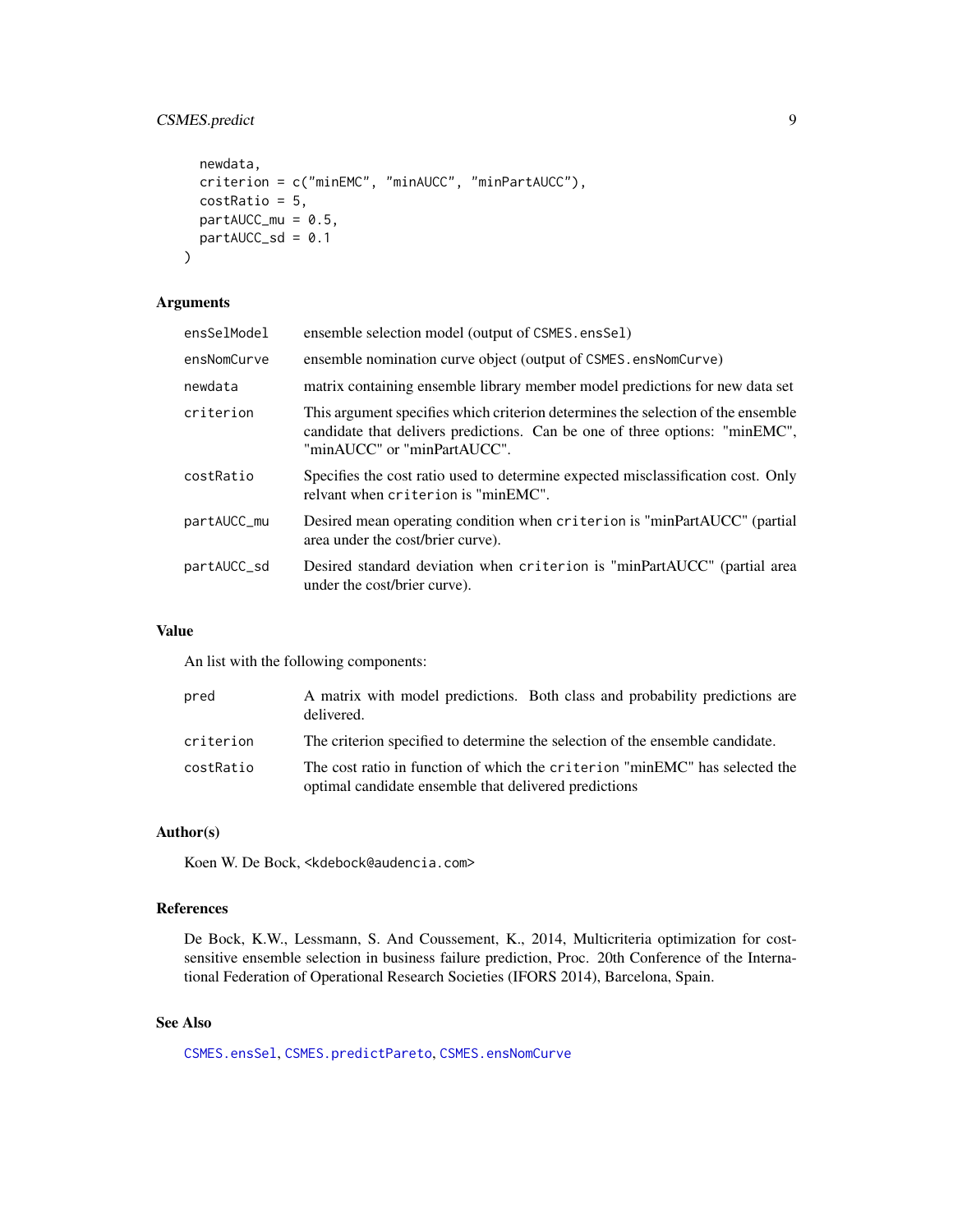```
  newdata,
  criterion = c("minEMC", "minAUCC", "minPartAUCC"),
  costRatio = 5,
  partAUCC_mu = 0.5,
  partAUCC_sd = 0.1
)
```

### Arguments

| | |
|---|---|
| `ensSelModel` | ensemble selection model (output of `CSMES.ensSel`) |
| `ensNomCurve` | ensemble nomination curve object (output of `CSMES.ensNomCurve`) |
| `newdata` | matrix containing ensemble library member model predictions for new data set |
| `criterion` | This argument specifies which criterion determines the selection of the ensemble candidate that delivers predictions. Can be one of three options: "minEMC", "minAUCC" or "minPartAUCC". |
| `costRatio` | Specifies the cost ratio used to determine expected misclassification cost. Only relvant when `criterion` is "minEMC". |
| `partAUCC_mu` | Desired mean operating condition when `criterion` is "minPartAUCC" (partial area under the cost/brier curve). |
| `partAUCC_sd` | Desired standard deviation when `criterion` is "minPartAUCC" (partial area under the cost/brier curve). |

### Value

An list with the following components:

| | |
|---|---|
| `pred` | A matrix with model predictions. Both class and probability predictions are delivered. |
| `criterion` | The criterion specified to determine the selection of the ensemble candidate. |
| `costRatio` | The cost ratio in function of which the `criterion` "minEMC" has selected the optimal candidate ensemble that delivered predictions |

### Author(s)

Koen W. De Bock, <kdebock@audencia.com>

### References

De Bock, K.W., Lessmann, S. And Coussement, K., 2014, Multicriteria optimization for cost-sensitive ensemble selection in business failure prediction, Proc. 20th Conference of the International Federation of Operational Research Societies (IFORS 2014), Barcelona, Spain.

### See Also

`CSMES.ensSel`, `CSMES.predictPareto`, `CSMES.ensNomCurve`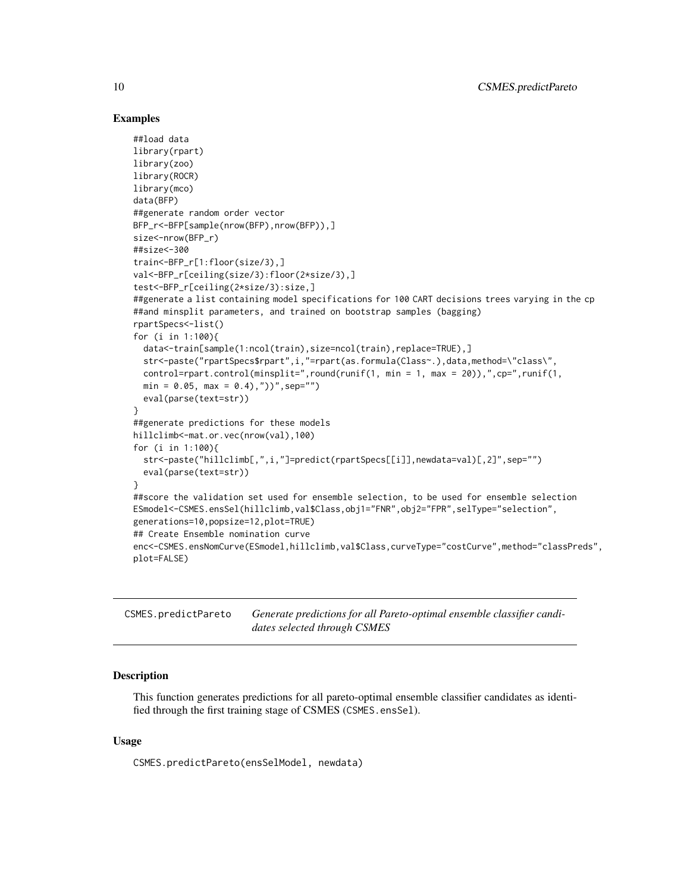## Examples

```
##load data
library(rpart)
library(zoo)
library(ROCR)
library(mco)
data(BFP)
##generate random order vector
BFP_r<-BFP[sample(nrow(BFP),nrow(BFP)),]
size<-nrow(BFP_r)
##size<-300
train<-BFP_r[1:floor(size/3),]
val<-BFP_r[ceiling(size/3):floor(2*size/3),]
test<-BFP_r[ceiling(2*size/3):size,]
##generate a list containing model specifications for 100 CART decisions trees varying in the cp
##and minsplit parameters, and trained on bootstrap samples (bagging)
rpartSpecs<-list()
for (i in 1:100){
  data<-train[sample(1:ncol(train),size=ncol(train),replace=TRUE),]
  str<-paste("rpartSpecs$rpart",i,"=rpart(as.formula(Class~.),data,method=\"class\",
  control=rpart.control(minsplit=",round(runif(1, min = 1, max = 20)),",cp=",runif(1,
  min = 0.05, max = 0.4),"))",sep="")
  eval(parse(text=str))
}
##generate predictions for these models
hillclimb<-mat.or.vec(nrow(val),100)
for (i in 1:100){
  str<-paste("hillclimb[,",i,"]=predict(rpartSpecs[[i]],newdata=val)[,2]",sep="")
  eval(parse(text=str))
}
##score the validation set used for ensemble selection, to be used for ensemble selection
ESmodel<-CSMES.ensSel(hillclimb,val$Class,obj1="FNR",obj2="FPR",selType="selection",
generations=10,popsize=12,plot=TRUE)
## Create Ensemble nomination curve
enc<-CSMES.ensNomCurve(ESmodel,hillclimb,val$Class,curveType="costCurve",method="classPreds",
plot=FALSE)
```

---

`CSMES.predictPareto` *Generate predictions for all Pareto-optimal ensemble classifier candidates selected through CSMES*

---

## Description

This function generates predictions for all pareto-optimal ensemble classifier candidates as identified through the first training stage of CSMES (`CSMES.ensSel`).

## Usage

```
CSMES.predictPareto(ensSelModel, newdata)
```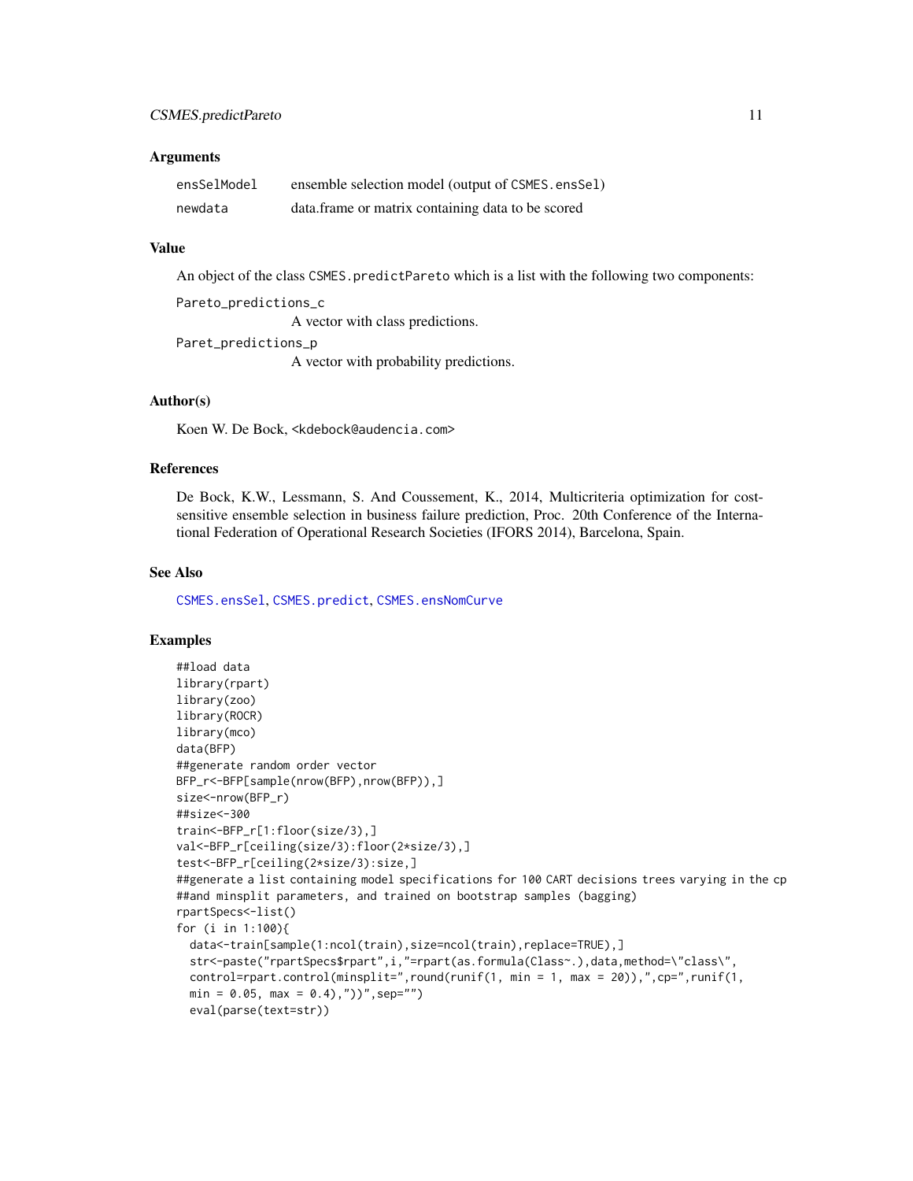### Arguments

| | |
|---|---|
| ensSelModel | ensemble selection model (output of CSMES.ensSel) |
| newdata | data.frame or matrix containing data to be scored |

### Value

An object of the class CSMES.predictPareto which is a list with the following two components:

Pareto_predictions_c
: A vector with class predictions.

Paret_predictions_p
: A vector with probability predictions.

### Author(s)

Koen W. De Bock, <kdebock@audencia.com>

### References

De Bock, K.W., Lessmann, S. And Coussement, K., 2014, Multicriteria optimization for cost-sensitive ensemble selection in business failure prediction, Proc. 20th Conference of the International Federation of Operational Research Societies (IFORS 2014), Barcelona, Spain.

### See Also

CSMES.ensSel, CSMES.predict, CSMES.ensNomCurve

### Examples

```
##load data
library(rpart)
library(zoo)
library(ROCR)
library(mco)
data(BFP)
##generate random order vector
BFP_r<-BFP[sample(nrow(BFP),nrow(BFP)),]
size<-nrow(BFP_r)
##size<-300
train<-BFP_r[1:floor(size/3),]
val<-BFP_r[ceiling(size/3):floor(2*size/3),]
test<-BFP_r[ceiling(2*size/3):size,]
##generate a list containing model specifications for 100 CART decisions trees varying in the cp
##and minsplit parameters, and trained on bootstrap samples (bagging)
rpartSpecs<-list()
for (i in 1:100){
  data<-train[sample(1:ncol(train),size=ncol(train),replace=TRUE),]
  str<-paste("rpartSpecs$rpart",i,"=rpart(as.formula(Class~.),data,method=\"class\",
  control=rpart.control(minsplit=",round(runif(1, min = 1, max = 20)),",cp=",runif(1,
  min = 0.05, max = 0.4),"))",sep="")
  eval(parse(text=str))
```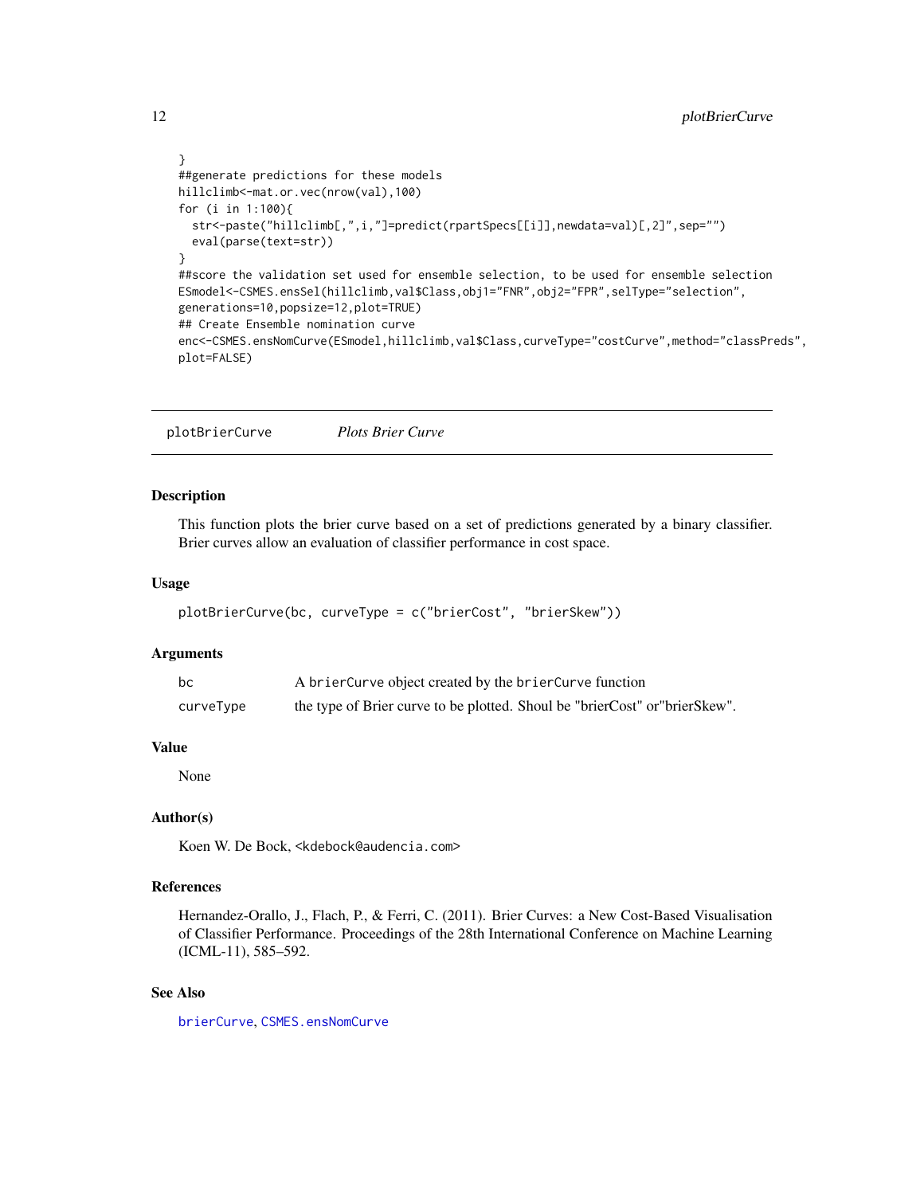```
}
##generate predictions for these models
hillclimb<-mat.or.vec(nrow(val),100)
for (i in 1:100){
  str<-paste("hillclimb[,",i,"]=predict(rpartSpecs[[i]],newdata=val)[,2]",sep="")
  eval(parse(text=str))
}
##score the validation set used for ensemble selection, to be used for ensemble selection
ESmodel<-CSMES.ensSel(hillclimb,val$Class,obj1="FNR",obj2="FPR",selType="selection",
generations=10,popsize=12,plot=TRUE)
## Create Ensemble nomination curve
enc<-CSMES.ensNomCurve(ESmodel,hillclimb,val$Class,curveType="costCurve",method="classPreds",
plot=FALSE)
```

---

## plotBrierCurve *Plots Brier Curve*

### Description

This function plots the brier curve based on a set of predictions generated by a binary classifier. Brier curves allow an evaluation of classifier performance in cost space.

### Usage

```
plotBrierCurve(bc, curveType = c("brierCost", "brierSkew"))
```

### Arguments

| | |
|---|---|
| bc | A brierCurve object created by the brierCurve function |
| curveType | the type of Brier curve to be plotted. Shoul be "brierCost" or"brierSkew". |

### Value

None

### Author(s)

Koen W. De Bock, <kdebock@audencia.com>

### References

Hernandez-Orallo, J., Flach, P., & Ferri, C. (2011). Brier Curves: a New Cost-Based Visualisation of Classifier Performance. Proceedings of the 28th International Conference on Machine Learning (ICML-11), 585–592.

### See Also

brierCurve, CSMES.ensNomCurve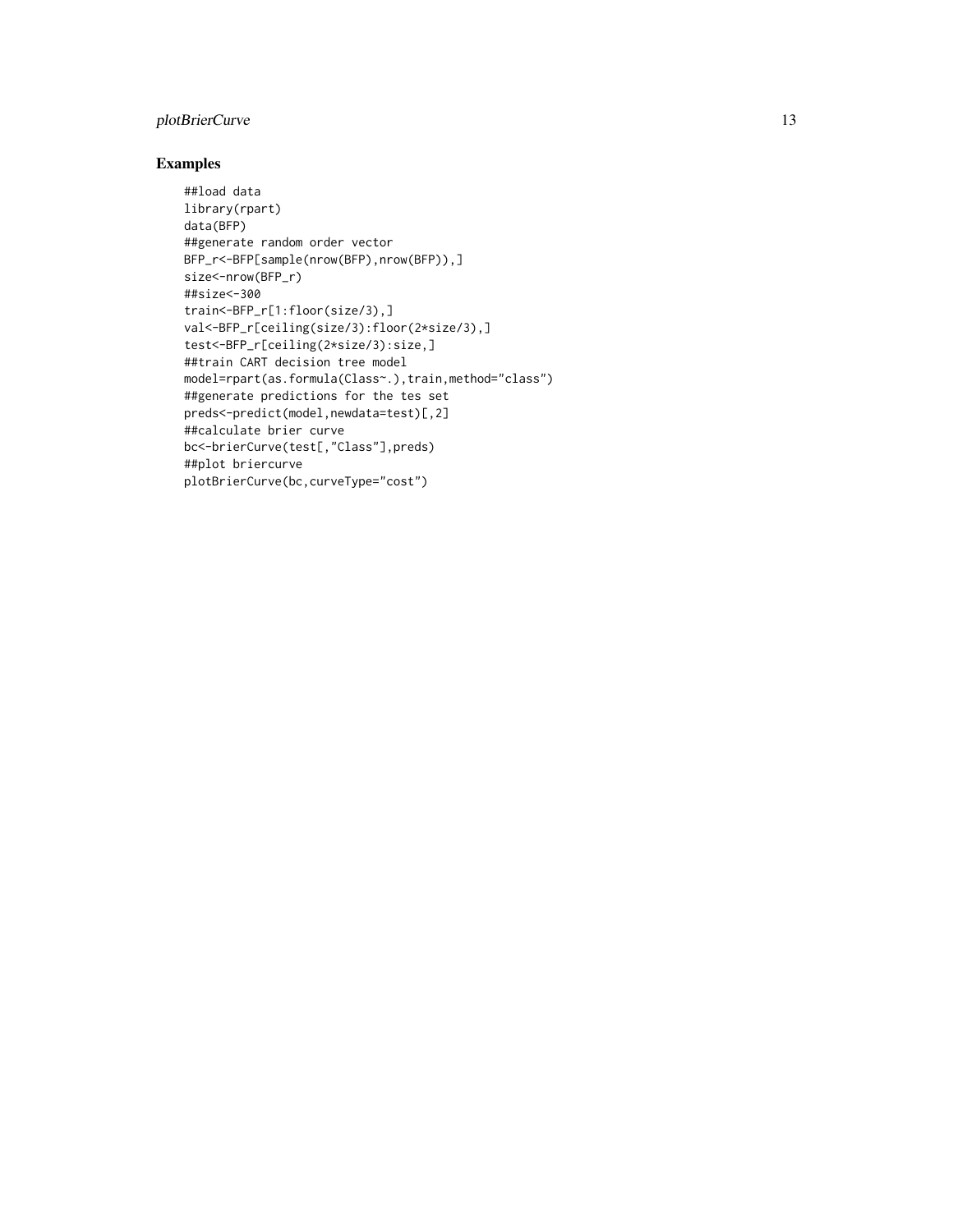## Examples

```
##load data
library(rpart)
data(BFP)
##generate random order vector
BFP_r<-BFP[sample(nrow(BFP),nrow(BFP)),]
size<-nrow(BFP_r)
##size<-300
train<-BFP_r[1:floor(size/3),]
val<-BFP_r[ceiling(size/3):floor(2*size/3),]
test<-BFP_r[ceiling(2*size/3):size,]
##train CART decision tree model
model=rpart(as.formula(Class~.),train,method="class")
##generate predictions for the tes set
preds<-predict(model,newdata=test)[,2]
##calculate brier curve
bc<-brierCurve(test[,"Class"],preds)
##plot briercurve
plotBrierCurve(bc,curveType="cost")
```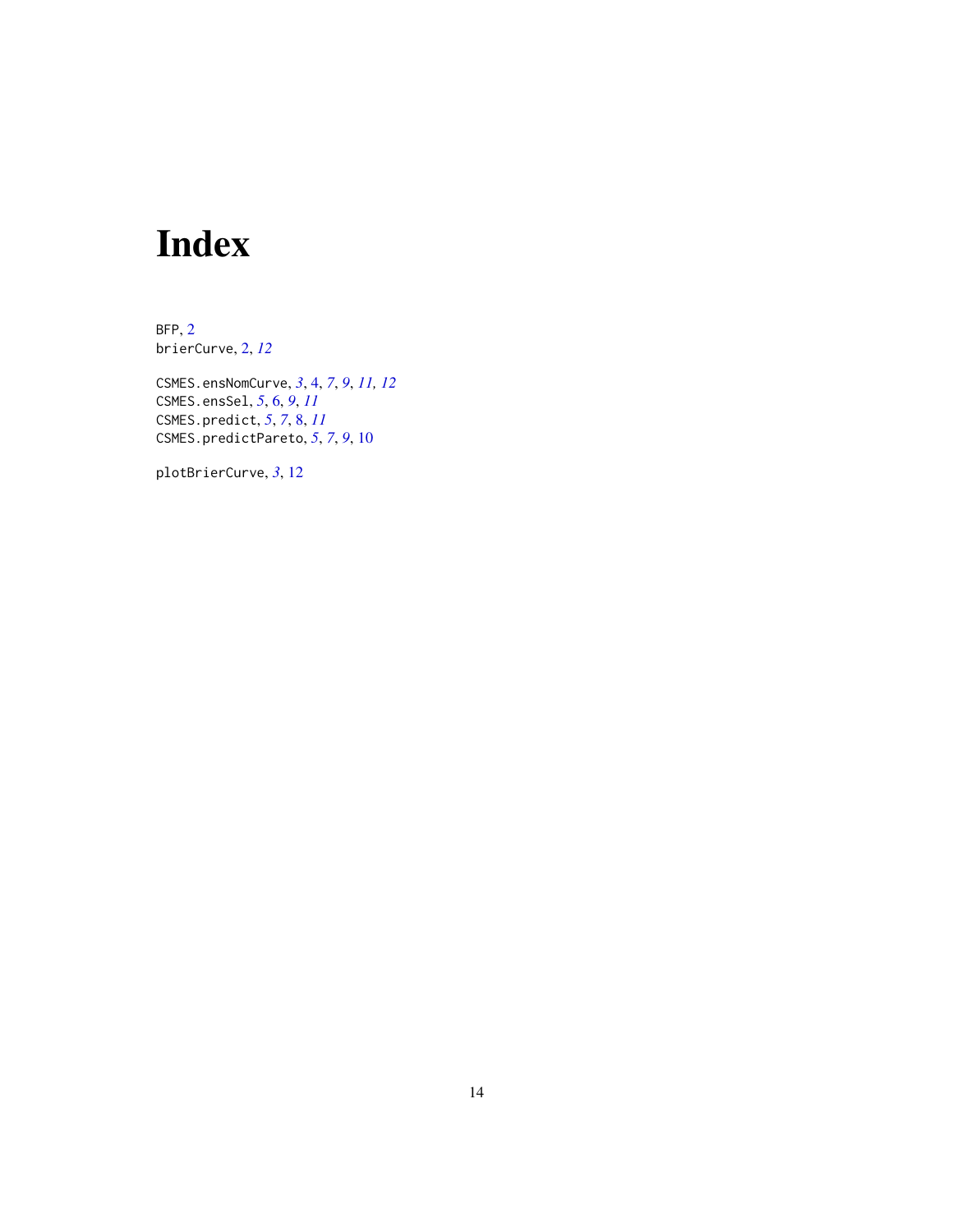# Index

BFP, 2
brierCurve, 2, *12*

CSMES.ensNomCurve, *3*, 4, *7*, *9*, *11, 12*
CSMES.ensSel, *5*, 6, *9*, *11*
CSMES.predict, *5*, *7*, 8, *11*
CSMES.predictPareto, *5*, *7*, *9*, 10

plotBrierCurve, *3*, 12